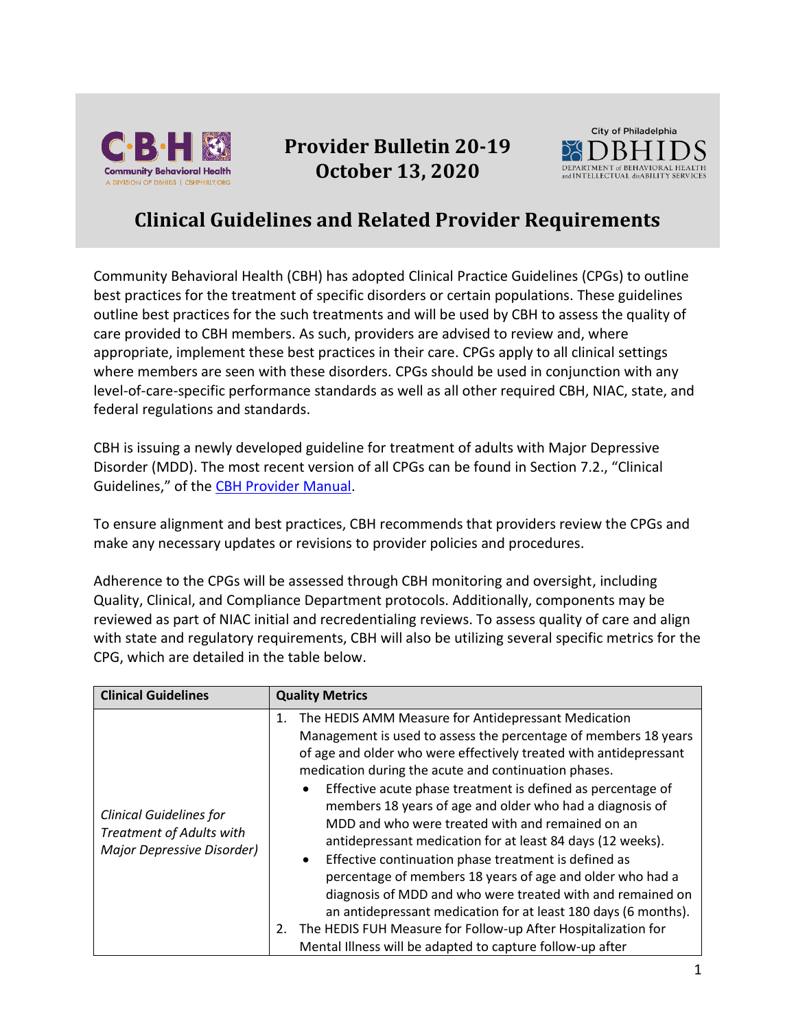# Provider Bulletin 20-19
# October 13, 2020

## Clinical Guidelines and Related Provider Requirements

Community Behavioral Health (CBH) has adopted Clinical Practice Guidelines (CPGs) to outline best practices for the treatment of specific disorders or certain populations. These guidelines outline best practices for the such treatments and will be used by CBH to assess the quality of care provided to CBH members. As such, providers are advised to review and, where appropriate, implement these best practices in their care. CPGs apply to all clinical settings where members are seen with these disorders. CPGs should be used in conjunction with any level-of-care-specific performance standards as well as all other required CBH, NIAC, state, and federal regulations and standards.

CBH is issuing a newly developed guideline for treatment of adults with Major Depressive Disorder (MDD). The most recent version of all CPGs can be found in Section 7.2., "Clinical Guidelines," of the CBH Provider Manual.

To ensure alignment and best practices, CBH recommends that providers review the CPGs and make any necessary updates or revisions to provider policies and procedures.

Adherence to the CPGs will be assessed through CBH monitoring and oversight, including Quality, Clinical, and Compliance Department protocols. Additionally, components may be reviewed as part of NIAC initial and recredentialing reviews. To assess quality of care and align with state and regulatory requirements, CBH will also be utilizing several specific metrics for the CPG, which are detailed in the table below.

| Clinical Guidelines | Quality Metrics |
|---|---|
| *Clinical Guidelines for Treatment of Adults with Major Depressive Disorder)* | 1. The HEDIS AMM Measure for Antidepressant Medication Management is used to assess the percentage of members 18 years of age and older who were effectively treated with antidepressant medication during the acute and continuation phases.<br>• Effective acute phase treatment is defined as percentage of members 18 years of age and older who had a diagnosis of MDD and who were treated with and remained on an antidepressant medication for at least 84 days (12 weeks).<br>• Effective continuation phase treatment is defined as percentage of members 18 years of age and older who had a diagnosis of MDD and who were treated with and remained on an antidepressant medication for at least 180 days (6 months).<br>2. The HEDIS FUH Measure for Follow-up After Hospitalization for Mental Illness will be adapted to capture follow-up after |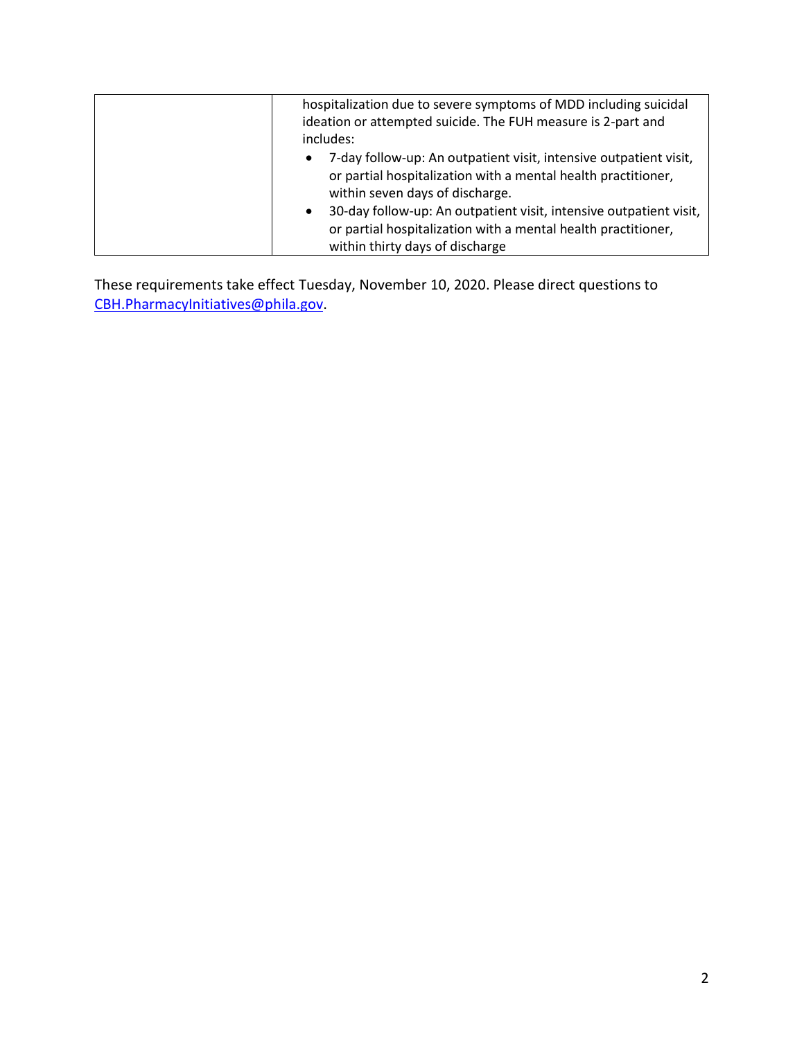| | |
|---|---|
| | hospitalization due to severe symptoms of MDD including suicidal ideation or attempted suicide. The FUH measure is 2-part and includes:<br>• 7-day follow-up: An outpatient visit, intensive outpatient visit, or partial hospitalization with a mental health practitioner, within seven days of discharge.<br>• 30-day follow-up: An outpatient visit, intensive outpatient visit, or partial hospitalization with a mental health practitioner, within thirty days of discharge |

These requirements take effect Tuesday, November 10, 2020. Please direct questions to CBH.PharmacyInitiatives@phila.gov.